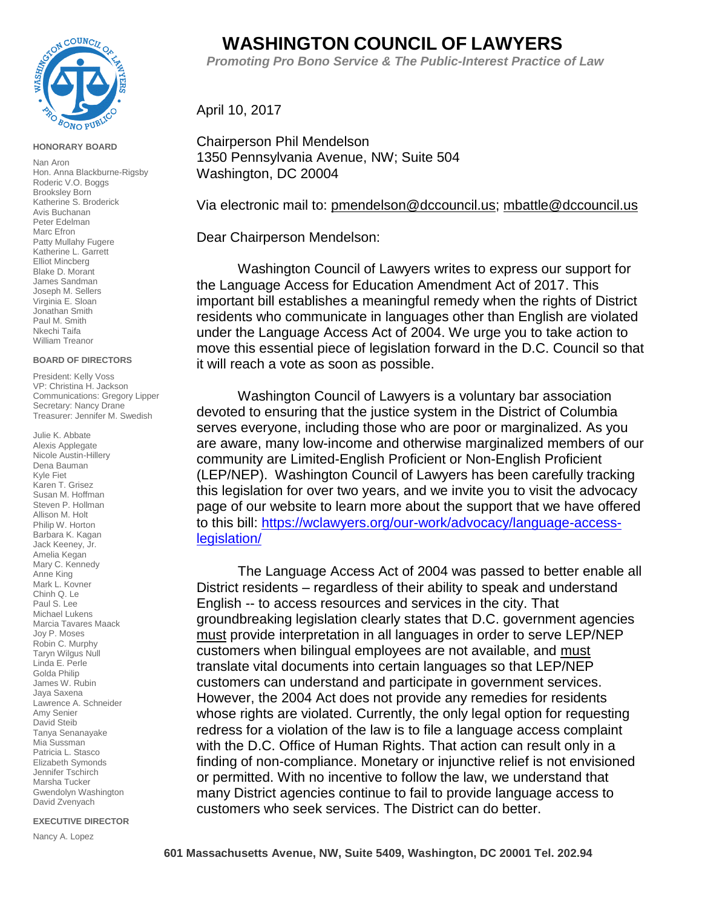# WASHINGTON COUNCIL OF LAWYERS

***Promoting Pro Bono Service & The Public-Interest Practice of Law***

**HONORARY BOARD**

Nan Aron
Hon. Anna Blackburne-Rigsby
Roderic V.O. Boggs
Brooksley Born
Katherine S. Broderick
Avis Buchanan
Peter Edelman
Marc Efron
Patty Mullahy Fugere
Katherine L. Garrett
Elliot Mincberg
Blake D. Morant
James Sandman
Joseph M. Sellers
Virginia E. Sloan
Jonathan Smith
Paul M. Smith
Nkechi Taifa
William Treanor

**BOARD OF DIRECTORS**

President: Kelly Voss
VP: Christina H. Jackson
Communications: Gregory Lipper
Secretary: Nancy Drane
Treasurer: Jennifer M. Swedish

Julie K. Abbate
Alexis Applegate
Nicole Austin-Hillery
Dena Bauman
Kyle Fiet
Karen T. Grisez
Susan M. Hoffman
Steven P. Hollman
Allison M. Holt
Philip W. Horton
Barbara K. Kagan
Jack Keeney, Jr.
Amelia Kegan
Mary C. Kennedy
Anne King
Mark L. Kovner
Chinh Q. Le
Paul S. Lee
Michael Lukens
Marcia Tavares Maack
Joy P. Moses
Robin C. Murphy
Taryn Wilgus Null
Linda E. Perle
Golda Philip
James W. Rubin
Jaya Saxena
Lawrence A. Schneider
Amy Senier
David Steib
Tanya Senanayake
Mia Sussman
Patricia L. Stasco
Elizabeth Symonds
Jennifer Tschirch
Marsha Tucker
Gwendolyn Washington
David Zvenyach

**EXECUTIVE DIRECTOR**

Nancy A. Lopez

April 10, 2017

Chairperson Phil Mendelson
1350 Pennsylvania Avenue, NW; Suite 504
Washington, DC 20004

Via electronic mail to: pmendelson@dccouncil.us; mbattle@dccouncil.us

Dear Chairperson Mendelson:

Washington Council of Lawyers writes to express our support for the Language Access for Education Amendment Act of 2017. This important bill establishes a meaningful remedy when the rights of District residents who communicate in languages other than English are violated under the Language Access Act of 2004. We urge you to take action to move this essential piece of legislation forward in the D.C. Council so that it will reach a vote as soon as possible.

Washington Council of Lawyers is a voluntary bar association devoted to ensuring that the justice system in the District of Columbia serves everyone, including those who are poor or marginalized. As you are aware, many low-income and otherwise marginalized members of our community are Limited-English Proficient or Non-English Proficient (LEP/NEP). Washington Council of Lawyers has been carefully tracking this legislation for over two years, and we invite you to visit the advocacy page of our website to learn more about the support that we have offered to this bill: https://wclawyers.org/our-work/advocacy/language-access-legislation/

The Language Access Act of 2004 was passed to better enable all District residents – regardless of their ability to speak and understand English -- to access resources and services in the city. That groundbreaking legislation clearly states that D.C. government agencies <u>must</u> provide interpretation in all languages in order to serve LEP/NEP customers when bilingual employees are not available, and <u>must</u> translate vital documents into certain languages so that LEP/NEP customers can understand and participate in government services. However, the 2004 Act does not provide any remedies for residents whose rights are violated. Currently, the only legal option for requesting redress for a violation of the law is to file a language access complaint with the D.C. Office of Human Rights. That action can result only in a finding of non-compliance. Monetary or injunctive relief is not envisioned or permitted. With no incentive to follow the law, we understand that many District agencies continue to fail to provide language access to customers who seek services. The District can do better.

**601 Massachusetts Avenue, NW, Suite 5409, Washington, DC 20001 Tel. 202.94**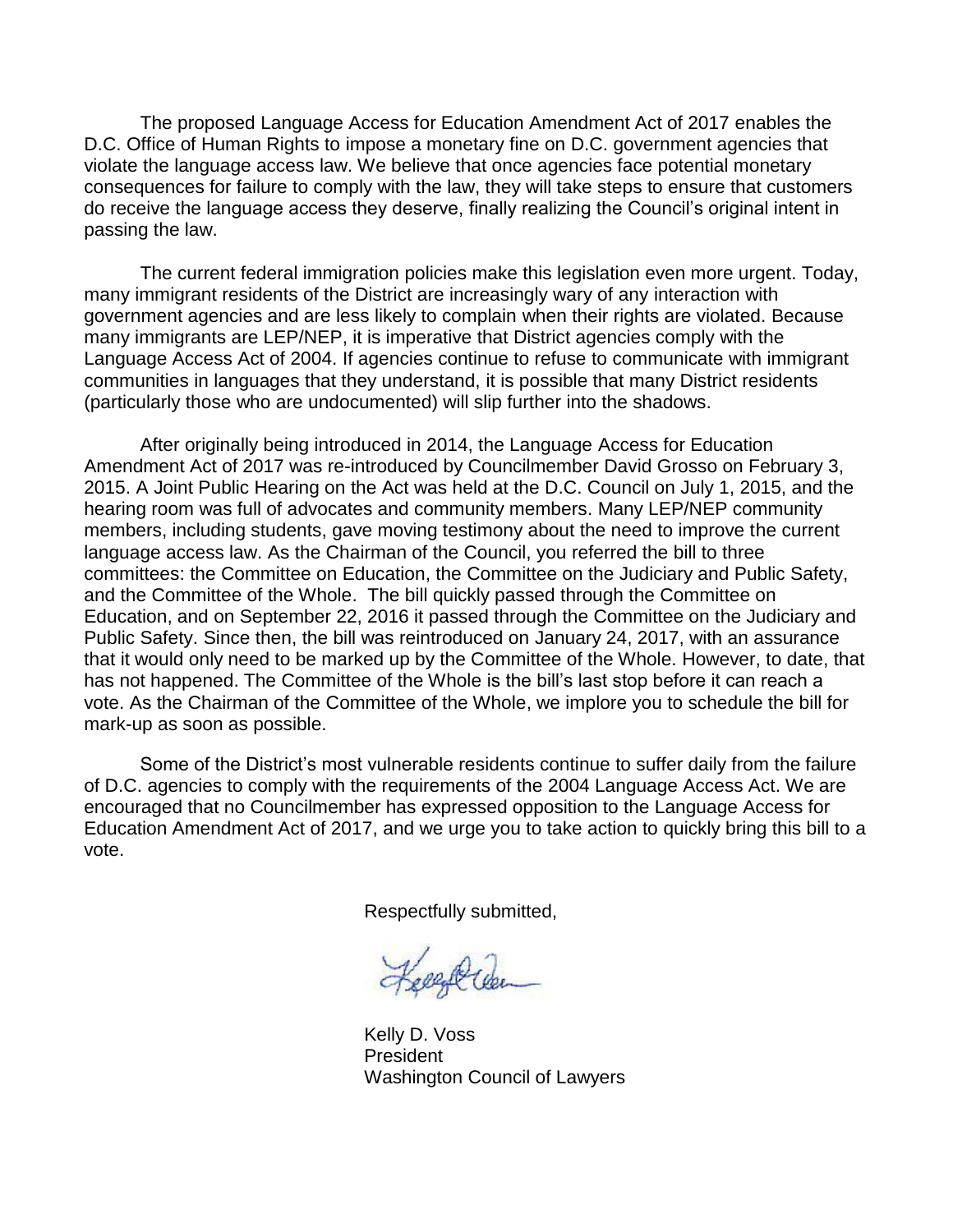The proposed Language Access for Education Amendment Act of 2017 enables the D.C. Office of Human Rights to impose a monetary fine on D.C. government agencies that violate the language access law. We believe that once agencies face potential monetary consequences for failure to comply with the law, they will take steps to ensure that customers do receive the language access they deserve, finally realizing the Council's original intent in passing the law.

The current federal immigration policies make this legislation even more urgent. Today, many immigrant residents of the District are increasingly wary of any interaction with government agencies and are less likely to complain when their rights are violated. Because many immigrants are LEP/NEP, it is imperative that District agencies comply with the Language Access Act of 2004. If agencies continue to refuse to communicate with immigrant communities in languages that they understand, it is possible that many District residents (particularly those who are undocumented) will slip further into the shadows.

After originally being introduced in 2014, the Language Access for Education Amendment Act of 2017 was re-introduced by Councilmember David Grosso on February 3, 2015. A Joint Public Hearing on the Act was held at the D.C. Council on July 1, 2015, and the hearing room was full of advocates and community members. Many LEP/NEP community members, including students, gave moving testimony about the need to improve the current language access law. As the Chairman of the Council, you referred the bill to three committees: the Committee on Education, the Committee on the Judiciary and Public Safety, and the Committee of the Whole. The bill quickly passed through the Committee on Education, and on September 22, 2016 it passed through the Committee on the Judiciary and Public Safety. Since then, the bill was reintroduced on January 24, 2017, with an assurance that it would only need to be marked up by the Committee of the Whole. However, to date, that has not happened. The Committee of the Whole is the bill's last stop before it can reach a vote. As the Chairman of the Committee of the Whole, we implore you to schedule the bill for mark-up as soon as possible.

Some of the District's most vulnerable residents continue to suffer daily from the failure of D.C. agencies to comply with the requirements of the 2004 Language Access Act. We are encouraged that no Councilmember has expressed opposition to the Language Access for Education Amendment Act of 2017, and we urge you to take action to quickly bring this bill to a vote.

Respectfully submitted,

Kelly D. Voss
President
Washington Council of Lawyers